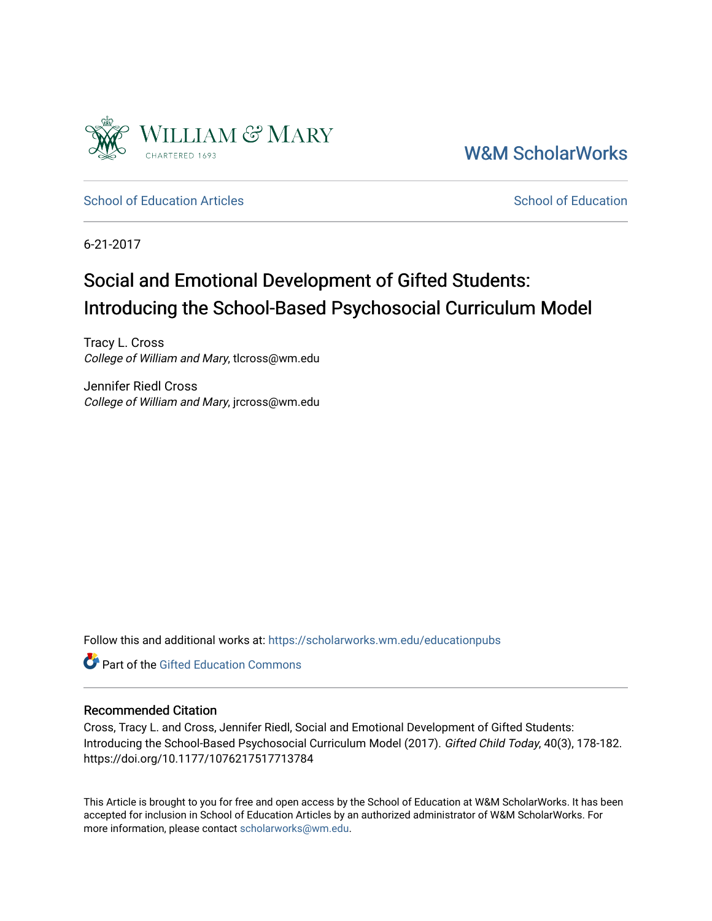William & Mary
CHARTERED 1693

W&M ScholarWorks

School of Education Articles — School of Education

6-21-2017

# Social and Emotional Development of Gifted Students: Introducing the School-Based Psychosocial Curriculum Model

Tracy L. Cross
*College of William and Mary*, tlcross@wm.edu

Jennifer Riedl Cross
*College of William and Mary*, jrcross@wm.edu

Follow this and additional works at: https://scholarworks.wm.edu/educationpubs

Part of the Gifted Education Commons

## Recommended Citation

Cross, Tracy L. and Cross, Jennifer Riedl, Social and Emotional Development of Gifted Students: Introducing the School-Based Psychosocial Curriculum Model (2017). *Gifted Child Today*, 40(3), 178-182. https://doi.org/10.1177/1076217517713784

This Article is brought to you for free and open access by the School of Education at W&M ScholarWorks. It has been accepted for inclusion in School of Education Articles by an authorized administrator of W&M ScholarWorks. For more information, please contact scholarworks@wm.edu.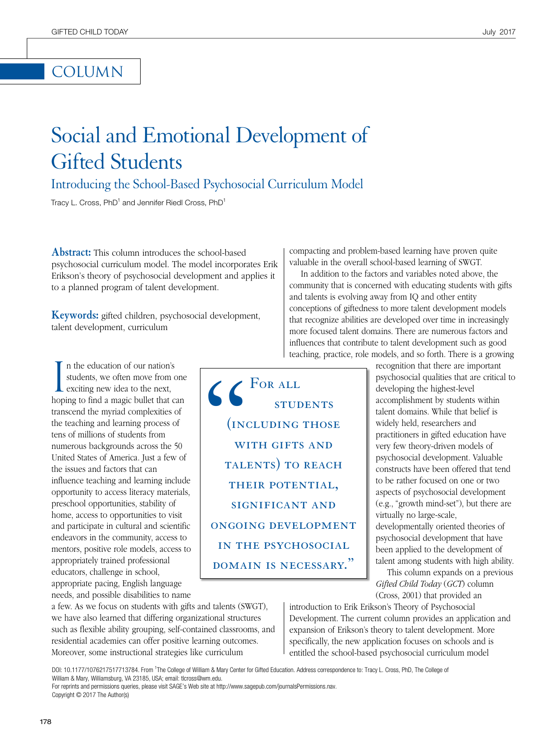COLUMN

# Social and Emotional Development of Gifted Students

## Introducing the School-Based Psychosocial Curriculum Model

Tracy L. Cross, PhD[1] and Jennifer Riedl Cross, PhD[1]

**Abstract:** This column introduces the school-based psychosocial curriculum model. The model incorporates Erik Erikson's theory of psychosocial development and applies it to a planned program of talent development.

**Keywords:** gifted children, psychosocial development, talent development, curriculum

In the education of our nation's students, we often move from one exciting new idea to the next, hoping to find a magic bullet that can transcend the myriad complexities of the teaching and learning process of tens of millions of students from numerous backgrounds across the 50 United States of America. Just a few of the issues and factors that can influence teaching and learning include opportunity to access literacy materials, preschool opportunities, stability of home, access to opportunities to visit and participate in cultural and scientific endeavors in the community, access to mentors, positive role models, access to appropriately trained professional educators, challenge in school, appropriate pacing, English language needs, and possible disabilities to name a few. As we focus on students with gifts and talents (SWGT), we have also learned that differing organizational structures such as flexible ability grouping, self-contained classrooms, and residential academies can offer positive learning outcomes. Moreover, some instructional strategies like curriculum compacting and problem-based learning have proven quite valuable in the overall school-based learning of SWGT.

In addition to the factors and variables noted above, the community that is concerned with educating students with gifts and talents is evolving away from IQ and other entity conceptions of giftedness to more talent development models that recognize abilities are developed over time in increasingly more focused talent domains. There are numerous factors and influences that contribute to talent development such as good teaching, practice, role models, and so forth. There is a growing recognition that there are important psychosocial qualities that are critical to developing the highest-level accomplishment by students within talent domains. While that belief is widely held, researchers and practitioners in gifted education have very few theory-driven models of psychosocial development. Valuable constructs have been offered that tend to be rather focused on one or two aspects of psychosocial development (e.g., "growth mind-set"), but there are virtually no large-scale, developmentally oriented theories of psychosocial development that have been applied to the development of talent among students with high ability.

> "For all students (including those with gifts and talents) to reach their potential, significant and ongoing development in the psychosocial domain is necessary."

This column expands on a previous *Gifted Child Today* (*GCT*) column (Cross, 2001) that provided an introduction to Erik Erikson's Theory of Psychosocial Development. The current column provides an application and expansion of Erikson's theory to talent development. More specifically, the new application focuses on schools and is entitled the school-based psychosocial curriculum model

DOI: 10.1177/1076217517713784. From [1]The College of William & Mary Center for Gifted Education. Address correspondence to: Tracy L. Cross, PhD, The College of William & Mary, Williamsburg, VA 23185, USA; email: tlcross@wm.edu.
For reprints and permissions queries, please visit SAGE's Web site at http://www.sagepub.com/journalsPermissions.nav.
Copyright © 2017 The Author(s)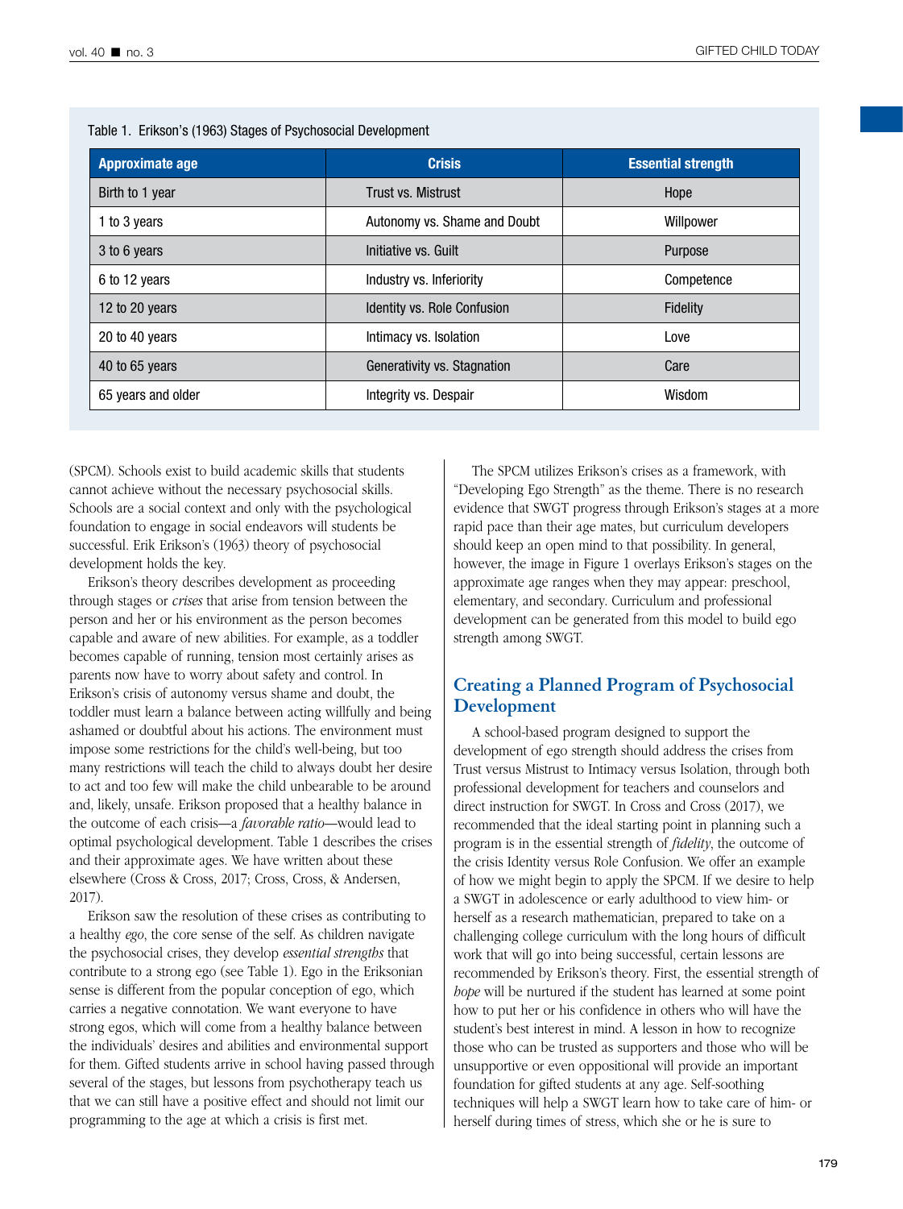Table 1. Erikson's (1963) Stages of Psychosocial Development

| Approximate age | Crisis | Essential strength |
|---|---|---|
| Birth to 1 year | Trust vs. Mistrust | Hope |
| 1 to 3 years | Autonomy vs. Shame and Doubt | Willpower |
| 3 to 6 years | Initiative vs. Guilt | Purpose |
| 6 to 12 years | Industry vs. Inferiority | Competence |
| 12 to 20 years | Identity vs. Role Confusion | Fidelity |
| 20 to 40 years | Intimacy vs. Isolation | Love |
| 40 to 65 years | Generativity vs. Stagnation | Care |
| 65 years and older | Integrity vs. Despair | Wisdom |

(SPCM). Schools exist to build academic skills that students cannot achieve without the necessary psychosocial skills. Schools are a social context and only with the psychological foundation to engage in social endeavors will students be successful. Erik Erikson's (1963) theory of psychosocial development holds the key.

Erikson's theory describes development as proceeding through stages or *crises* that arise from tension between the person and her or his environment as the person becomes capable and aware of new abilities. For example, as a toddler becomes capable of running, tension most certainly arises as parents now have to worry about safety and control. In Erikson's crisis of autonomy versus shame and doubt, the toddler must learn a balance between acting willfully and being ashamed or doubtful about his actions. The environment must impose some restrictions for the child's well-being, but too many restrictions will teach the child to always doubt her desire to act and too few will make the child unbearable to be around and, likely, unsafe. Erikson proposed that a healthy balance in the outcome of each crisis—a *favorable ratio*—would lead to optimal psychological development. Table 1 describes the crises and their approximate ages. We have written about these elsewhere (Cross & Cross, 2017; Cross, Cross, & Andersen, 2017).

Erikson saw the resolution of these crises as contributing to a healthy *ego*, the core sense of the self. As children navigate the psychosocial crises, they develop *essential strengths* that contribute to a strong ego (see Table 1). Ego in the Eriksonian sense is different from the popular conception of ego, which carries a negative connotation. We want everyone to have strong egos, which will come from a healthy balance between the individuals' desires and abilities and environmental support for them. Gifted students arrive in school having passed through several of the stages, but lessons from psychotherapy teach us that we can still have a positive effect and should not limit our programming to the age at which a crisis is first met.

The SPCM utilizes Erikson's crises as a framework, with "Developing Ego Strength" as the theme. There is no research evidence that SWGT progress through Erikson's stages at a more rapid pace than their age mates, but curriculum developers should keep an open mind to that possibility. In general, however, the image in Figure 1 overlays Erikson's stages on the approximate age ranges when they may appear: preschool, elementary, and secondary. Curriculum and professional development can be generated from this model to build ego strength among SWGT.

## Creating a Planned Program of Psychosocial Development

A school-based program designed to support the development of ego strength should address the crises from Trust versus Mistrust to Intimacy versus Isolation, through both professional development for teachers and counselors and direct instruction for SWGT. In Cross and Cross (2017), we recommended that the ideal starting point in planning such a program is in the essential strength of *fidelity*, the outcome of the crisis Identity versus Role Confusion. We offer an example of how we might begin to apply the SPCM. If we desire to help a SWGT in adolescence or early adulthood to view him- or herself as a research mathematician, prepared to take on a challenging college curriculum with the long hours of difficult work that will go into being successful, certain lessons are recommended by Erikson's theory. First, the essential strength of *hope* will be nurtured if the student has learned at some point how to put her or his confidence in others who will have the student's best interest in mind. A lesson in how to recognize those who can be trusted as supporters and those who will be unsupportive or even oppositional will provide an important foundation for gifted students at any age. Self-soothing techniques will help a SWGT learn how to take care of him- or herself during times of stress, which she or he is sure to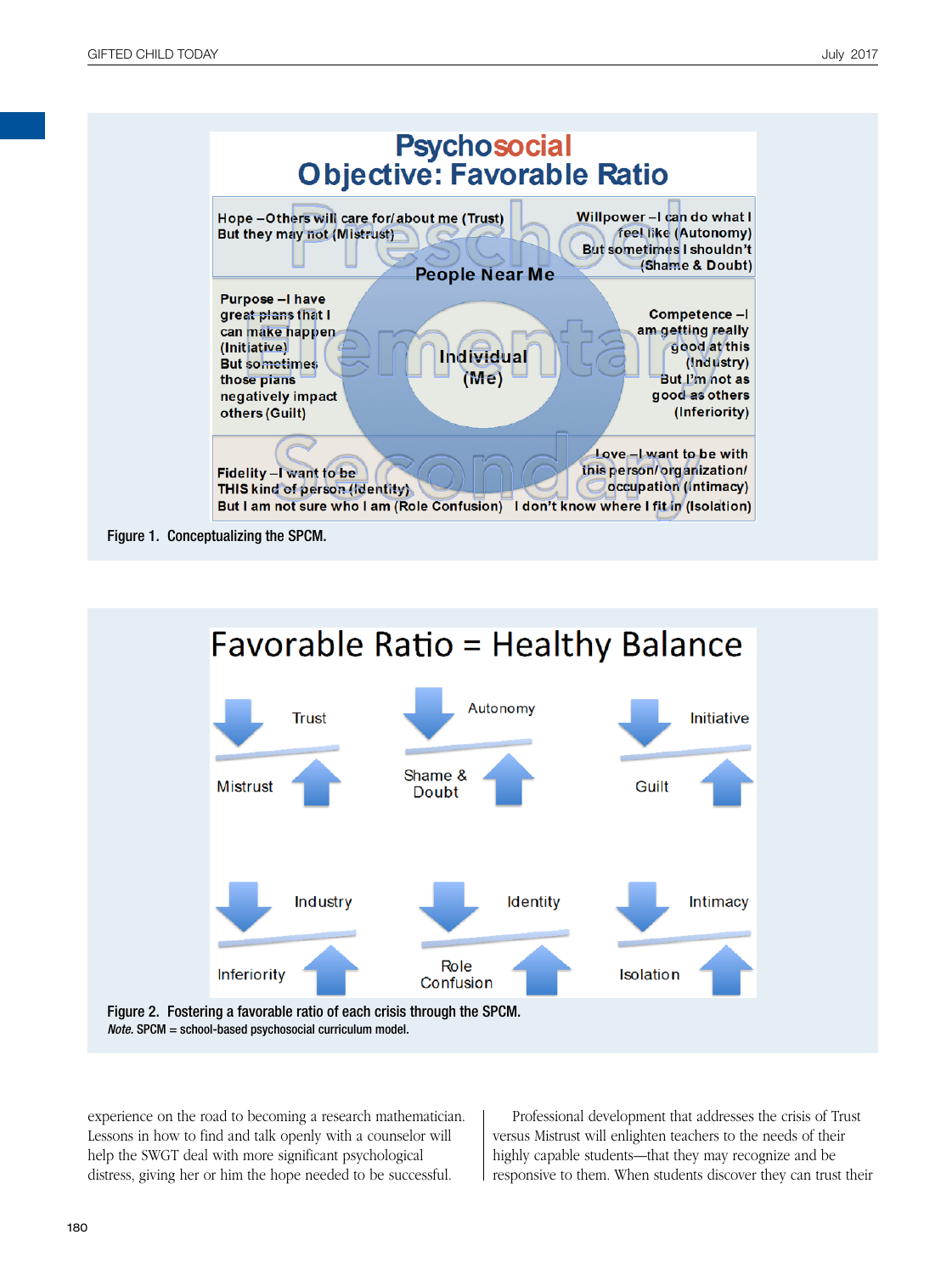**Psychosocial Objective: Favorable Ratio**

Hope – Others will care for/about me (Trust) But they may not (Mistrust)

Willpower – I can do what I feel like (Autonomy) But sometimes I shouldn't (Shame & Doubt)

People Near Me

Purpose – I have great plans that I can make happen (Initiative) But sometimes those plans negatively impact others (Guilt)

Individual (Me)

Competence – I am getting really good at this (Industry) But I'm not as good as others (Inferiority)

Fidelity – I want to be THIS kind of person (Identity) But I am not sure who I am (Role Confusion)

Love – I want to be with this person/organization/occupation (Intimacy) I don't know where I fit in (Isolation)

Preschool Elementary Secondary

Figure 1. Conceptualizing the SPCM.

**Favorable Ratio = Healthy Balance**

Trust / Mistrust

Autonomy / Shame & Doubt

Initiative / Guilt

Industry / Inferiority

Identity / Role Confusion

Intimacy / Isolation

Figure 2. Fostering a favorable ratio of each crisis through the SPCM.
*Note.* SPCM = school-based psychosocial curriculum model.

experience on the road to becoming a research mathematician. Lessons in how to find and talk openly with a counselor will help the SWGT deal with more significant psychological distress, giving her or him the hope needed to be successful.

Professional development that addresses the crisis of Trust versus Mistrust will enlighten teachers to the needs of their highly capable students—that they may recognize and be responsive to them. When students discover they can trust their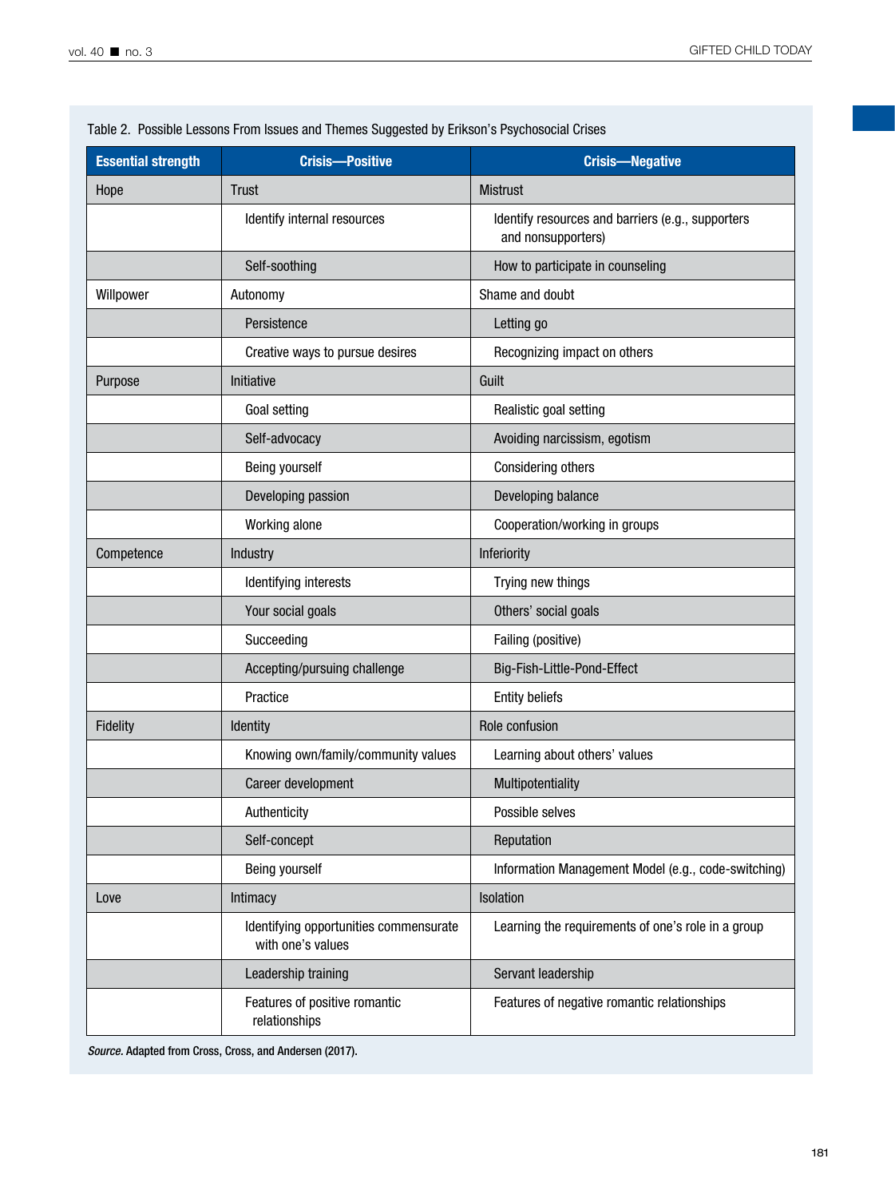Table 2. Possible Lessons From Issues and Themes Suggested by Erikson's Psychosocial Crises

| Essential strength | Crisis—Positive | Crisis—Negative |
|---|---|---|
| Hope | Trust | Mistrust |
| | Identify internal resources | Identify resources and barriers (e.g., supporters and nonsupporters) |
| | Self-soothing | How to participate in counseling |
| Willpower | Autonomy | Shame and doubt |
| | Persistence | Letting go |
| | Creative ways to pursue desires | Recognizing impact on others |
| Purpose | Initiative | Guilt |
| | Goal setting | Realistic goal setting |
| | Self-advocacy | Avoiding narcissism, egotism |
| | Being yourself | Considering others |
| | Developing passion | Developing balance |
| | Working alone | Cooperation/working in groups |
| Competence | Industry | Inferiority |
| | Identifying interests | Trying new things |
| | Your social goals | Others' social goals |
| | Succeeding | Failing (positive) |
| | Accepting/pursuing challenge | Big-Fish-Little-Pond-Effect |
| | Practice | Entity beliefs |
| Fidelity | Identity | Role confusion |
| | Knowing own/family/community values | Learning about others' values |
| | Career development | Multipotentiality |
| | Authenticity | Possible selves |
| | Self-concept | Reputation |
| | Being yourself | Information Management Model (e.g., code-switching) |
| Love | Intimacy | Isolation |
| | Identifying opportunities commensurate with one's values | Learning the requirements of one's role in a group |
| | Leadership training | Servant leadership |
| | Features of positive romantic relationships | Features of negative romantic relationships |

*Source.* Adapted from Cross, Cross, and Andersen (2017).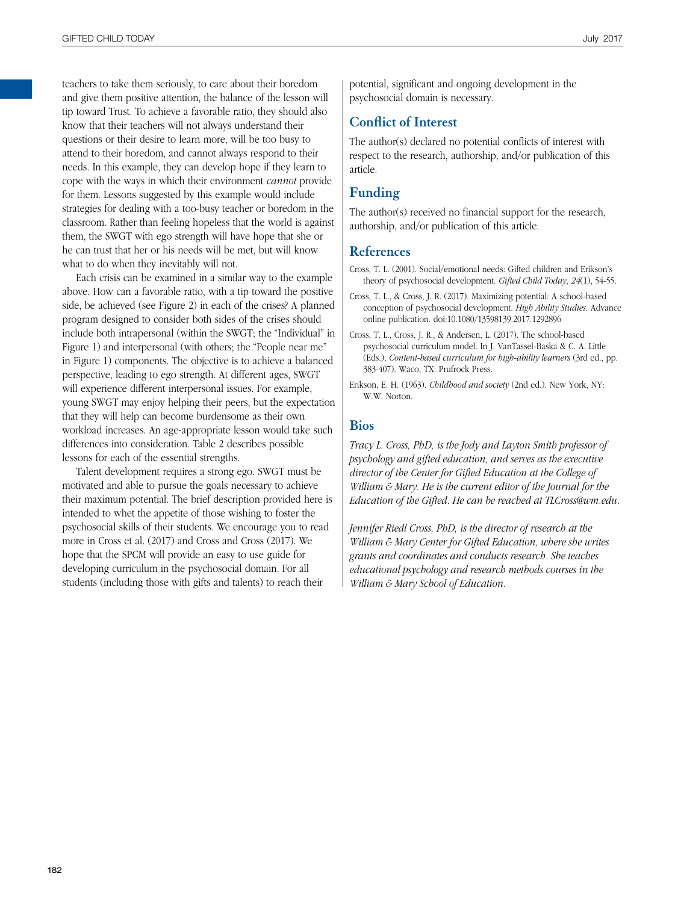teachers to take them seriously, to care about their boredom and give them positive attention, the balance of the lesson will tip toward Trust. To achieve a favorable ratio, they should also know that their teachers will not always understand their questions or their desire to learn more, will be too busy to attend to their boredom, and cannot always respond to their needs. In this example, they can develop hope if they learn to cope with the ways in which their environment *cannot* provide for them. Lessons suggested by this example would include strategies for dealing with a too-busy teacher or boredom in the classroom. Rather than feeling hopeless that the world is against them, the SWGT with ego strength will have hope that she or he can trust that her or his needs will be met, but will know what to do when they inevitably will not.

Each crisis can be examined in a similar way to the example above. How can a favorable ratio, with a tip toward the positive side, be achieved (see Figure 2) in each of the crises? A planned program designed to consider both sides of the crises should include both intrapersonal (within the SWGT; the "Individual" in Figure 1) and interpersonal (with others; the "People near me" in Figure 1) components. The objective is to achieve a balanced perspective, leading to ego strength. At different ages, SWGT will experience different interpersonal issues. For example, young SWGT may enjoy helping their peers, but the expectation that they will help can become burdensome as their own workload increases. An age-appropriate lesson would take such differences into consideration. Table 2 describes possible lessons for each of the essential strengths.

Talent development requires a strong ego. SWGT must be motivated and able to pursue the goals necessary to achieve their maximum potential. The brief description provided here is intended to whet the appetite of those wishing to foster the psychosocial skills of their students. We encourage you to read more in Cross et al. (2017) and Cross and Cross (2017). We hope that the SPCM will provide an easy to use guide for developing curriculum in the psychosocial domain. For all students (including those with gifts and talents) to reach their potential, significant and ongoing development in the psychosocial domain is necessary.

## Conflict of Interest

The author(s) declared no potential conflicts of interest with respect to the research, authorship, and/or publication of this article.

## Funding

The author(s) received no financial support for the research, authorship, and/or publication of this article.

## References

Cross, T. L. (2001). Social/emotional needs: Gifted children and Erikson's theory of psychosocial development. *Gifted Child Today*, *24*(1), 54-55.

Cross, T. L., & Cross, J. R. (2017). Maximizing potential: A school-based conception of psychosocial development. *High Ability Studies*. Advance online publication. doi:10.1080/13598139.2017.1292896

Cross, T. L., Cross, J. R., & Andersen, L. (2017). The school-based psychosocial curriculum model. In J. VanTassel-Baska & C. A. Little (Eds.), *Content-based curriculum for high-ability learners* (3rd ed., pp. 383-407). Waco, TX: Prufrock Press.

Erikson, E. H. (1963). *Childhood and society* (2nd ed.). New York, NY: W.W. Norton.

## Bios

*Tracy L. Cross, PhD, is the Jody and Layton Smith professor of psychology and gifted education, and serves as the executive director of the Center for Gifted Education at the College of William & Mary. He is the current editor of the Journal for the Education of the Gifted. He can be reached at TLCross@wm.edu.*

*Jennifer Riedl Cross, PhD, is the director of research at the William & Mary Center for Gifted Education, where she writes grants and coordinates and conducts research. She teaches educational psychology and research methods courses in the William & Mary School of Education.*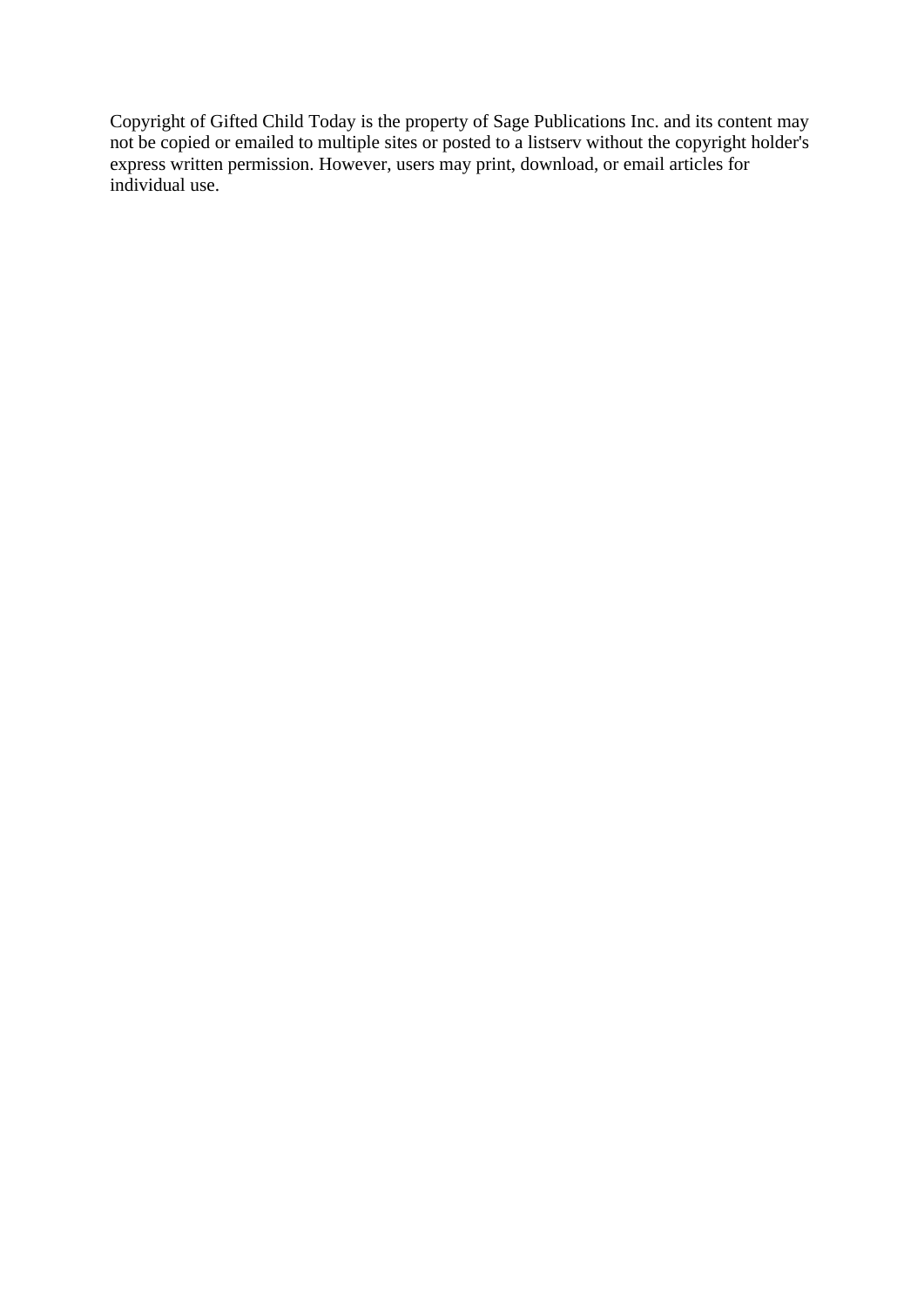Copyright of Gifted Child Today is the property of Sage Publications Inc. and its content may not be copied or emailed to multiple sites or posted to a listserv without the copyright holder's express written permission. However, users may print, download, or email articles for individual use.